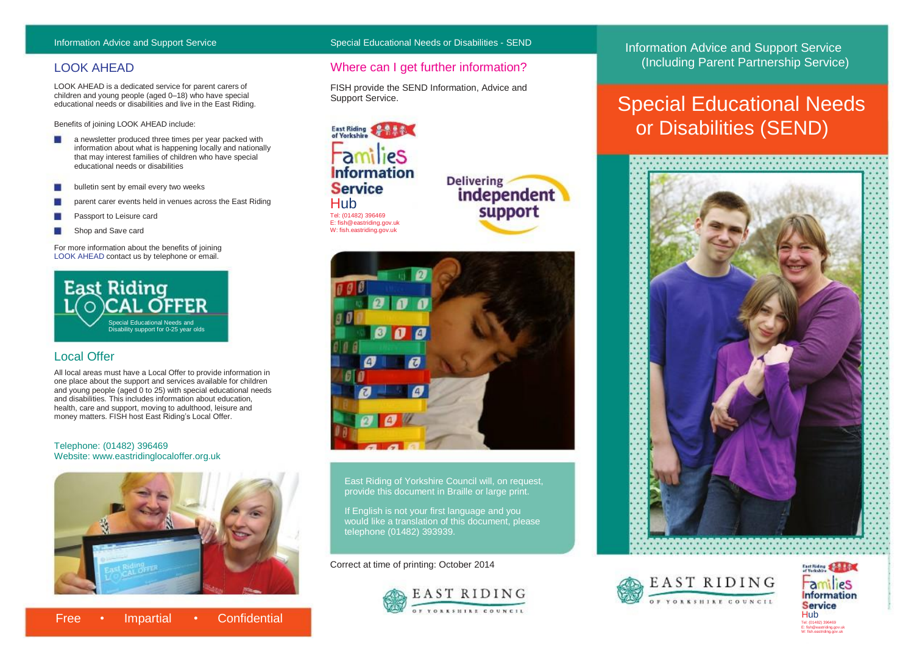Information Advice and Support Service

## LOOK AHEAD

LOOK AHEAD is a dedicated service for parent carers of children and young people (aged 0–18) who have special educational needs or disabilities and live in the East Riding.

Benefits of joining LOOK AHEAD include:

- a newsletter produced three times per year packed with information about what is happening locally and nationally that may interest families of children who have special educational needs or disabilities
- bulletin sent by email every two weeks
- parent carer events held in venues across the East Riding
- Passport to Leisure card
- Shop and Save card

For more information about the benefits of joining LOOK AHEAD contact us by telephone or email.

East Riding LOCAL OFFER

Special Educational Needs and Disability support for 0-25 year olds

## Local Offer

All local areas must have a Local Offer to provide information in one place about the support and services available for children and young people (aged 0 to 25) with special educational needs and disabilities. This includes information about education, health, care and support, moving to adulthood, leisure and money matters. FISH host East Riding's Local Offer.

Telephone: (01482) 396469
Website: www.eastridinglocaloffer.org.uk

Free • Impartial • Confidential

Special Educational Needs or Disabilities - SEND

## Where can I get further information?

FISH provide the SEND Information, Advice and Support Service.

East Riding of Yorkshire Families Information Service Hub
Tel: (01482) 396469
E: fish@eastriding.gov.uk
W: fish.eastriding.gov.uk

Delivering independent support

East Riding of Yorkshire Council will, on request, provide this document in Braille or large print.

If English is not your first language and you would like a translation of this document, please telephone (01482) 393939.

Correct at time of printing: October 2014

EAST RIDING OF YORKSHIRE COUNCIL

Information Advice and Support Service (Including Parent Partnership Service)

# Special Educational Needs or Disabilities (SEND)

EAST RIDING OF YORKSHIRE COUNCIL

East Riding of Yorkshire Families Information Service Hub
Tel: (01482) 396469
E: fish@eastriding.gov.uk
W: fish.eastriding.gov.uk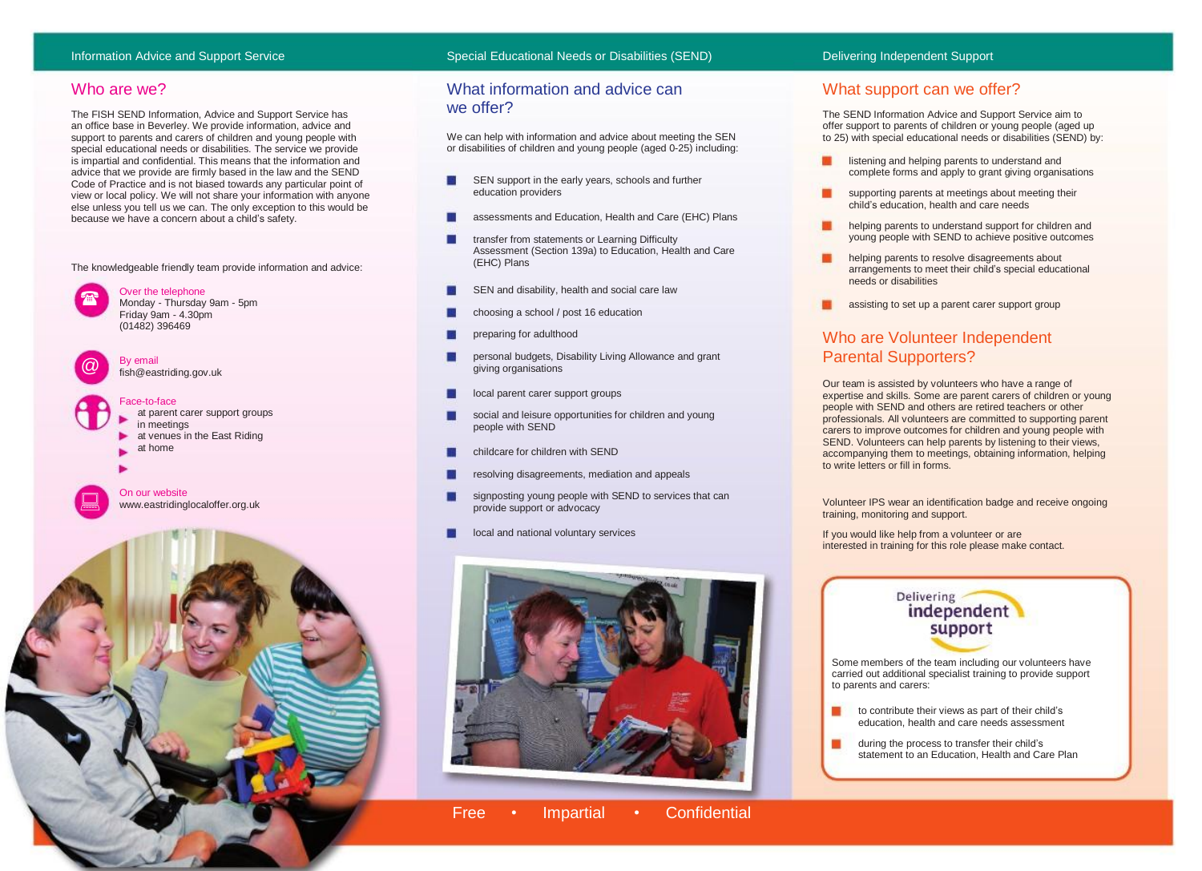Information Advice and Support Service

## Who are we?

The FISH SEND Information, Advice and Support Service has an office base in Beverley. We provide information, advice and support to parents and carers of children and young people with special educational needs or disabilities. The service we provide is impartial and confidential. This means that the information and advice that we provide are firmly based in the law and the SEND Code of Practice and is not biased towards any particular point of view or local policy. We will not share your information with anyone else unless you tell us we can. The only exception to this would be because we have a concern about a child's safety.

The knowledgeable friendly team provide information and advice:

**Over the telephone**
Monday - Thursday 9am - 5pm
Friday 9am - 4.30pm
(01482) 396469

**By email**
fish@eastriding.gov.uk

**Face-to-face**
- at parent carer support groups
- in meetings
- at venues in the East Riding
- at home

**On our website**
www.eastridinglocaloffer.org.uk

Special Educational Needs or Disabilities (SEND)

## What information and advice can we offer?

We can help with information and advice about meeting the SEN or disabilities of children and young people (aged 0-25) including:

- SEN support in the early years, schools and further education providers
- assessments and Education, Health and Care (EHC) Plans
- transfer from statements or Learning Difficulty Assessment (Section 139a) to Education, Health and Care (EHC) Plans
- SEN and disability, health and social care law
- choosing a school / post 16 education
- preparing for adulthood
- personal budgets, Disability Living Allowance and grant giving organisations
- local parent carer support groups
- social and leisure opportunities for children and young people with SEND
- childcare for children with SEND
- resolving disagreements, mediation and appeals
- signposting young people with SEND to services that can provide support or advocacy
- local and national voluntary services

Free • Impartial • Confidential

Delivering Independent Support

## What support can we offer?

The SEND Information Advice and Support Service aim to offer support to parents of children or young people (aged up to 25) with special educational needs or disabilities (SEND) by:

- listening and helping parents to understand and complete forms and apply to grant giving organisations
- supporting parents at meetings about meeting their child's education, health and care needs
- helping parents to understand support for children and young people with SEND to achieve positive outcomes
- helping parents to resolve disagreements about arrangements to meet their child's special educational needs or disabilities
- assisting to set up a parent carer support group

## Who are Volunteer Independent Parental Supporters?

Our team is assisted by volunteers who have a range of expertise and skills. Some are parent carers of children or young people with SEND and others are retired teachers or other professionals. All volunteers are committed to supporting parent carers to improve outcomes for children and young people with SEND. Volunteers can help parents by listening to their views, accompanying them to meetings, obtaining information, helping to write letters or fill in forms.

Volunteer IPS wear an identification badge and receive ongoing training, monitoring and support.

If you would like help from a volunteer or are interested in training for this role please make contact.

Delivering independent support

Some members of the team including our volunteers have carried out additional specialist training to provide support to parents and carers:

- to contribute their views as part of their child's education, health and care needs assessment
- during the process to transfer their child's statement to an Education, Health and Care Plan